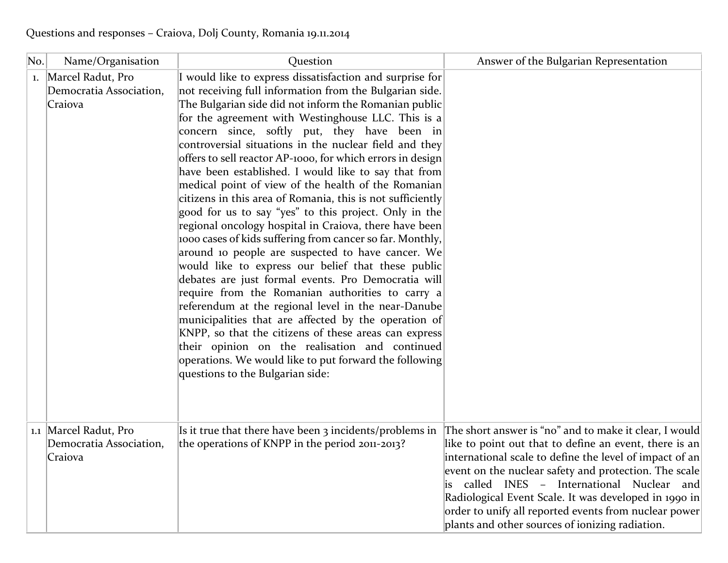Questions and responses – Craiova, Dolj County, Romania 19.11.2014

| No. | Name/Organisation | Question | Answer of the Bulgarian Representation |
| --- | --- | --- | --- |
| 1. | Marcel Radut, Pro Democratia Association, Craiova | I would like to express dissatisfaction and surprise for not receiving full information from the Bulgarian side. The Bulgarian side did not inform the Romanian public for the agreement with Westinghouse LLC. This is a concern since, softly put, they have been in controversial situations in the nuclear field and they offers to sell reactor AP-1000, for which errors in design have been established. I would like to say that from medical point of view of the health of the Romanian citizens in this area of Romania, this is not sufficiently good for us to say "yes" to this project. Only in the regional oncology hospital in Craiova, there have been 1000 cases of kids suffering from cancer so far. Monthly, around 10 people are suspected to have cancer. We would like to express our belief that these public debates are just formal events. Pro Democratia will require from the Romanian authorities to carry a referendum at the regional level in the near-Danube municipalities that are affected by the operation of KNPP, so that the citizens of these areas can express their opinion on the realisation and continued operations. We would like to put forward the following questions to the Bulgarian side: | |
| 1.1 | Marcel Radut, Pro Democratia Association, Craiova | Is it true that there have been 3 incidents/problems in the operations of KNPP in the period 2011-2013? | The short answer is "no" and to make it clear, I would like to point out that to define an event, there is an international scale to define the level of impact of an event on the nuclear safety and protection. The scale is called INES – International Nuclear and Radiological Event Scale. It was developed in 1990 in order to unify all reported events from nuclear power plants and other sources of ionizing radiation. |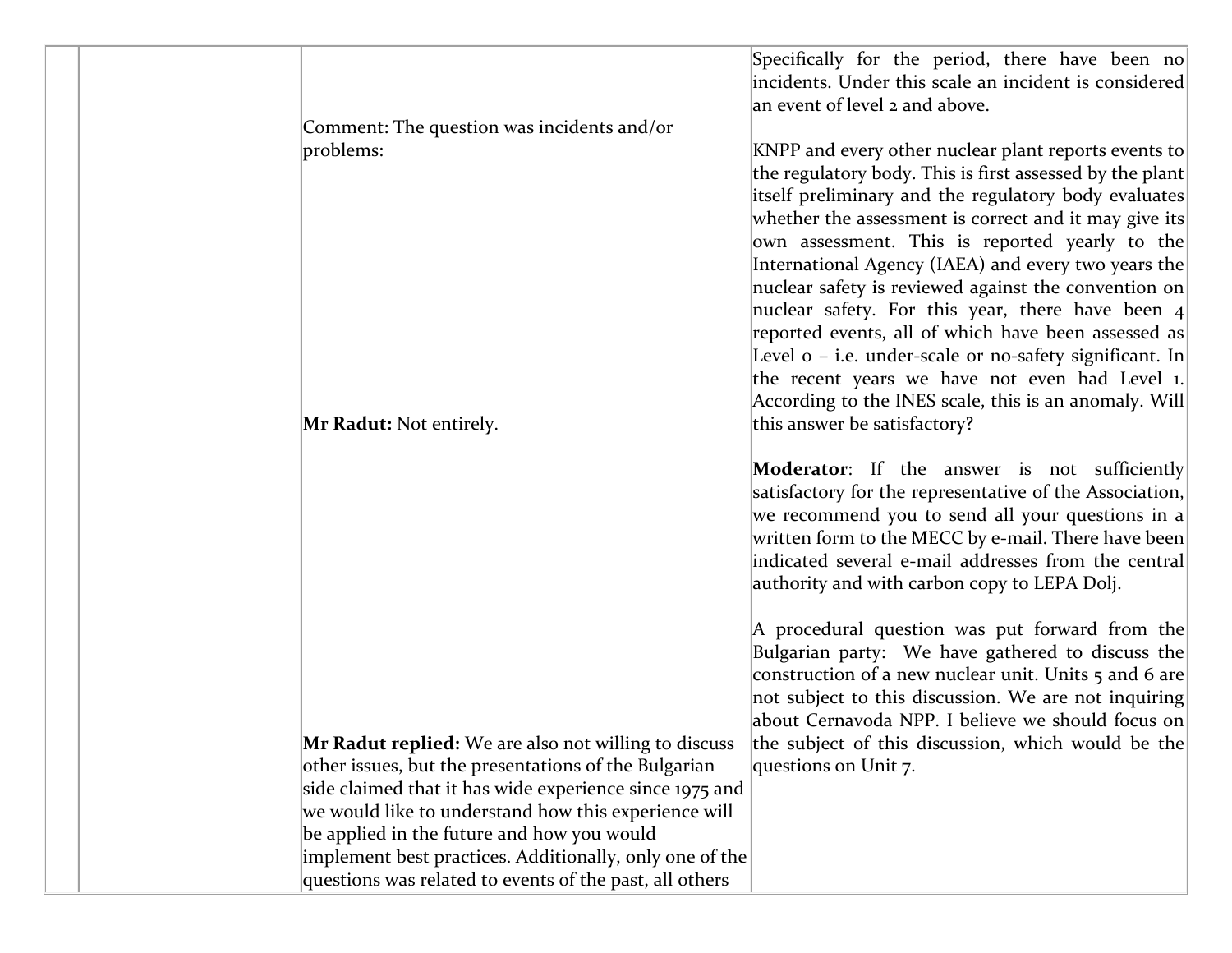| | | | |
|---|---|---|---|
| | | Comment: The question was incidents and/or problems: | Specifically for the period, there have been no incidents. Under this scale an incident is considered an event of level 2 and above.<br><br>KNPP and every other nuclear plant reports events to the regulatory body. This is first assessed by the plant itself preliminary and the regulatory body evaluates whether the assessment is correct and it may give its own assessment. This is reported yearly to the International Agency (IAEA) and every two years the nuclear safety is reviewed against the convention on nuclear safety. For this year, there have been 4 reported events, all of which have been assessed as Level 0 – i.e. under-scale or no-safety significant. In the recent years we have not even had Level 1. According to the INES scale, this is an anomaly. Will this answer be satisfactory? |
| | | **Mr Radut:** Not entirely. | **Moderator**: If the answer is not sufficiently satisfactory for the representative of the Association, we recommend you to send all your questions in a written form to the MECC by e-mail. There have been indicated several e-mail addresses from the central authority and with carbon copy to LEPA Dolj.<br><br>A procedural question was put forward from the Bulgarian party: We have gathered to discuss the construction of a new nuclear unit. Units 5 and 6 are not subject to this discussion. We are not inquiring about Cernavoda NPP. I believe we should focus on the subject of this discussion, which would be the questions on Unit 7. |
| | | **Mr Radut replied:** We are also not willing to discuss other issues, but the presentations of the Bulgarian side claimed that it has wide experience since 1975 and we would like to understand how this experience will be applied in the future and how you would implement best practices. Additionally, only one of the questions was related to events of the past, all others | |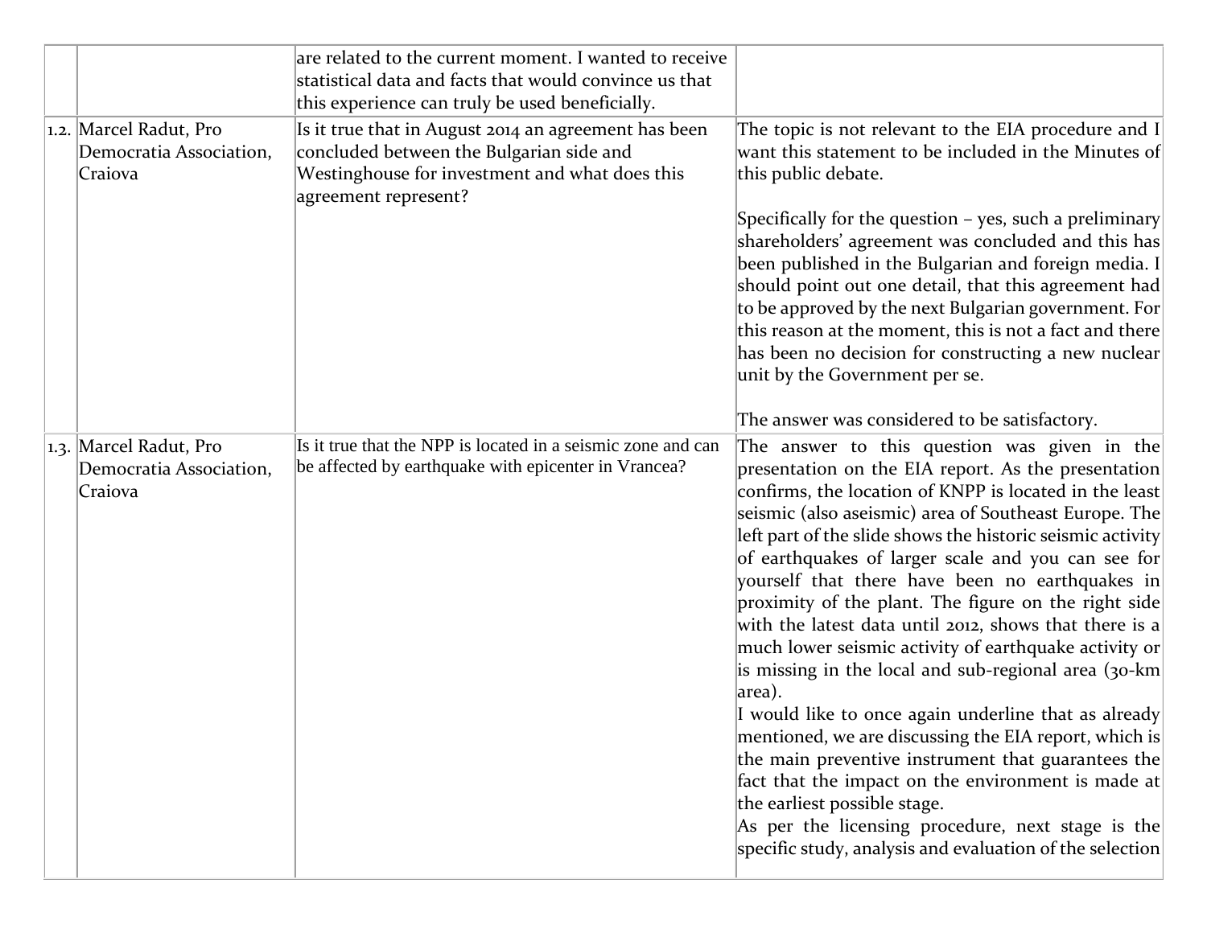| | | | |
|---|---|---|---|
| | | are related to the current moment. I wanted to receive statistical data and facts that would convince us that this experience can truly be used beneficially. | |
| 1.2. | Marcel Radut, Pro Democratia Association, Craiova | Is it true that in August 2014 an agreement has been concluded between the Bulgarian side and Westinghouse for investment and what does this agreement represent? | The topic is not relevant to the EIA procedure and I want this statement to be included in the Minutes of this public debate.<br><br>Specifically for the question – yes, such a preliminary shareholders' agreement was concluded and this has been published in the Bulgarian and foreign media. I should point out one detail, that this agreement had to be approved by the next Bulgarian government. For this reason at the moment, this is not a fact and there has been no decision for constructing a new nuclear unit by the Government per se.<br><br>The answer was considered to be satisfactory. |
| 1.3. | Marcel Radut, Pro Democratia Association, Craiova | Is it true that the NPP is located in a seismic zone and can be affected by earthquake with epicenter in Vrancea? | The answer to this question was given in the presentation on the EIA report. As the presentation confirms, the location of KNPP is located in the least seismic (also aseismic) area of Southeast Europe. The left part of the slide shows the historic seismic activity of earthquakes of larger scale and you can see for yourself that there have been no earthquakes in proximity of the plant. The figure on the right side with the latest data until 2012, shows that there is a much lower seismic activity of earthquake activity or is missing in the local and sub-regional area (30-km area).<br>I would like to once again underline that as already mentioned, we are discussing the EIA report, which is the main preventive instrument that guarantees the fact that the impact on the environment is made at the earliest possible stage.<br>As per the licensing procedure, next stage is the specific study, analysis and evaluation of the selection |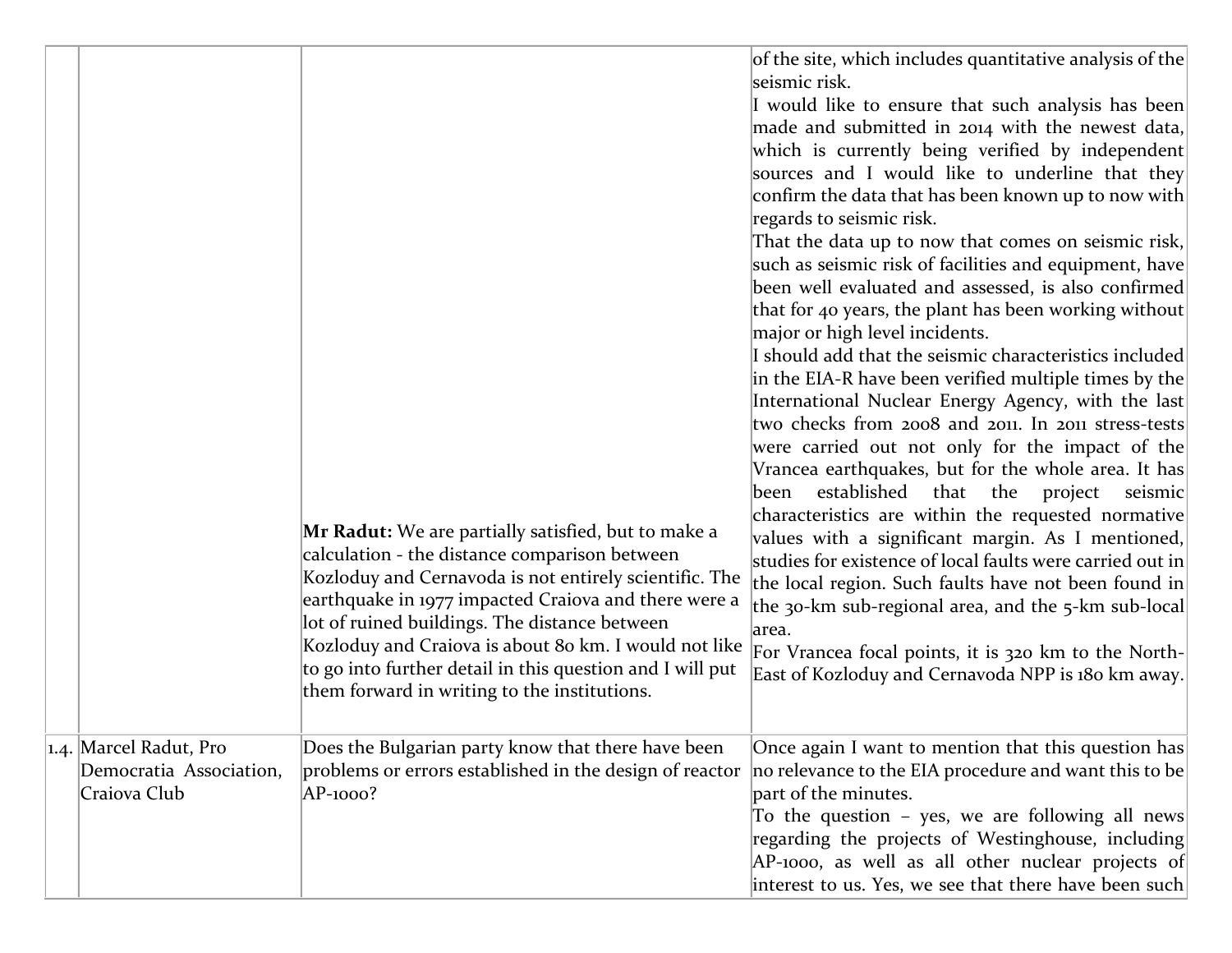| | | | |
|---|---|---|---|
| | | **Mr Radut:** We are partially satisfied, but to make a calculation - the distance comparison between Kozloduy and Cernavoda is not entirely scientific. The earthquake in 1977 impacted Craiova and there were a lot of ruined buildings. The distance between Kozloduy and Craiova is about 80 km. I would not like to go into further detail in this question and I will put them forward in writing to the institutions. | of the site, which includes quantitative analysis of the seismic risk.<br>I would like to ensure that such analysis has been made and submitted in 2014 with the newest data, which is currently being verified by independent sources and I would like to underline that they confirm the data that has been known up to now with regards to seismic risk.<br>That the data up to now that comes on seismic risk, such as seismic risk of facilities and equipment, have been well evaluated and assessed, is also confirmed that for 40 years, the plant has been working without major or high level incidents.<br>I should add that the seismic characteristics included in the EIA-R have been verified multiple times by the International Nuclear Energy Agency, with the last two checks from 2008 and 2011. In 2011 stress-tests were carried out not only for the impact of the Vrancea earthquakes, but for the whole area. It has been established that the project seismic characteristics are within the requested normative values with a significant margin. As I mentioned, studies for existence of local faults were carried out in the local region. Such faults have not been found in the 30-km sub-regional area, and the 5-km sub-local area.<br>For Vrancea focal points, it is 320 km to the North-East of Kozloduy and Cernavoda NPP is 180 km away. |
| 1.4. | Marcel Radut, Pro Democratia Association, Craiova Club | Does the Bulgarian party know that there have been problems or errors established in the design of reactor AP-1000? | Once again I want to mention that this question has no relevance to the EIA procedure and want this to be part of the minutes.<br>To the question – yes, we are following all news regarding the projects of Westinghouse, including AP-1000, as well as all other nuclear projects of interest to us. Yes, we see that there have been such |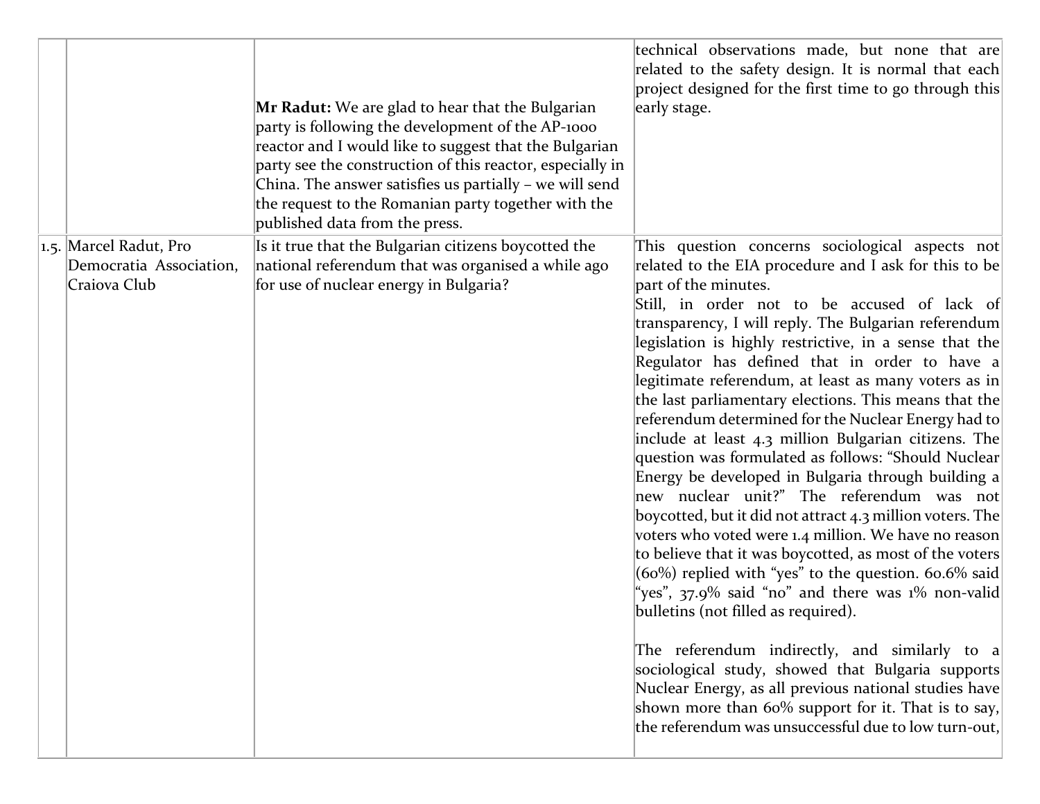| | | | |
|---|---|---|---|
| | | **Mr Radut:** We are glad to hear that the Bulgarian party is following the development of the AP-1000 reactor and I would like to suggest that the Bulgarian party see the construction of this reactor, especially in China. The answer satisfies us partially – we will send the request to the Romanian party together with the published data from the press. | technical observations made, but none that are related to the safety design. It is normal that each project designed for the first time to go through this early stage. |
| 1.5. | Marcel Radut, Pro Democratia Association, Craiova Club | Is it true that the Bulgarian citizens boycotted the national referendum that was organised a while ago for use of nuclear energy in Bulgaria? | This question concerns sociological aspects not related to the EIA procedure and I ask for this to be part of the minutes.<br>Still, in order not to be accused of lack of transparency, I will reply. The Bulgarian referendum legislation is highly restrictive, in a sense that the Regulator has defined that in order to have a legitimate referendum, at least as many voters as in the last parliamentary elections. This means that the referendum determined for the Nuclear Energy had to include at least 4.3 million Bulgarian citizens. The question was formulated as follows: "Should Nuclear Energy be developed in Bulgaria through building a new nuclear unit?" The referendum was not boycotted, but it did not attract 4.3 million voters. The voters who voted were 1.4 million. We have no reason to believe that it was boycotted, as most of the voters (60%) replied with "yes" to the question. 60.6% said "yes", 37.9% said "no" and there was 1% non-valid bulletins (not filled as required).<br><br>The referendum indirectly, and similarly to a sociological study, showed that Bulgaria supports Nuclear Energy, as all previous national studies have shown more than 60% support for it. That is to say, the referendum was unsuccessful due to low turn-out, |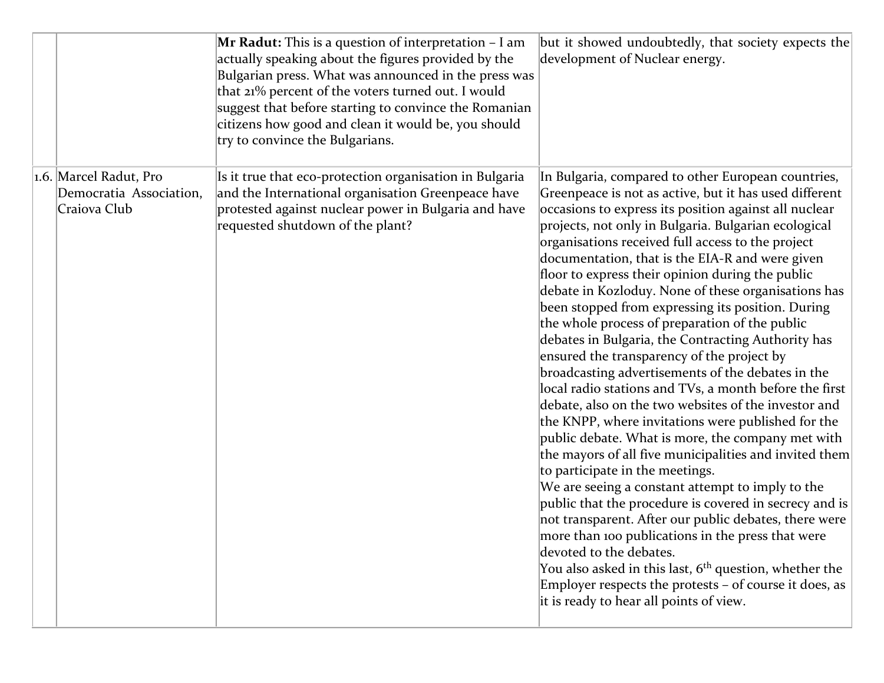| | | | |
|---|---|---|---|
| | | **Mr Radut:** This is a question of interpretation – I am actually speaking about the figures provided by the Bulgarian press. What was announced in the press was that 21% percent of the voters turned out. I would suggest that before starting to convince the Romanian citizens how good and clean it would be, you should try to convince the Bulgarians. | but it showed undoubtedly, that society expects the development of Nuclear energy. |
| 1.6. | Marcel Radut, Pro Democratia Association, Craiova Club | Is it true that eco-protection organisation in Bulgaria and the International organisation Greenpeace have protested against nuclear power in Bulgaria and have requested shutdown of the plant? | In Bulgaria, compared to other European countries, Greenpeace is not as active, but it has used different occasions to express its position against all nuclear projects, not only in Bulgaria. Bulgarian ecological organisations received full access to the project documentation, that is the EIA-R and were given floor to express their opinion during the public debate in Kozloduy. None of these organisations has been stopped from expressing its position. During the whole process of preparation of the public debates in Bulgaria, the Contracting Authority has ensured the transparency of the project by broadcasting advertisements of the debates in the local radio stations and TVs, a month before the first debate, also on the two websites of the investor and the KNPP, where invitations were published for the public debate. What is more, the company met with the mayors of all five municipalities and invited them to participate in the meetings.<br>We are seeing a constant attempt to imply to the public that the procedure is covered in secrecy and is not transparent. After our public debates, there were more than 100 publications in the press that were devoted to the debates.<br>You also asked in this last, 6th question, whether the Employer respects the protests – of course it does, as it is ready to hear all points of view. |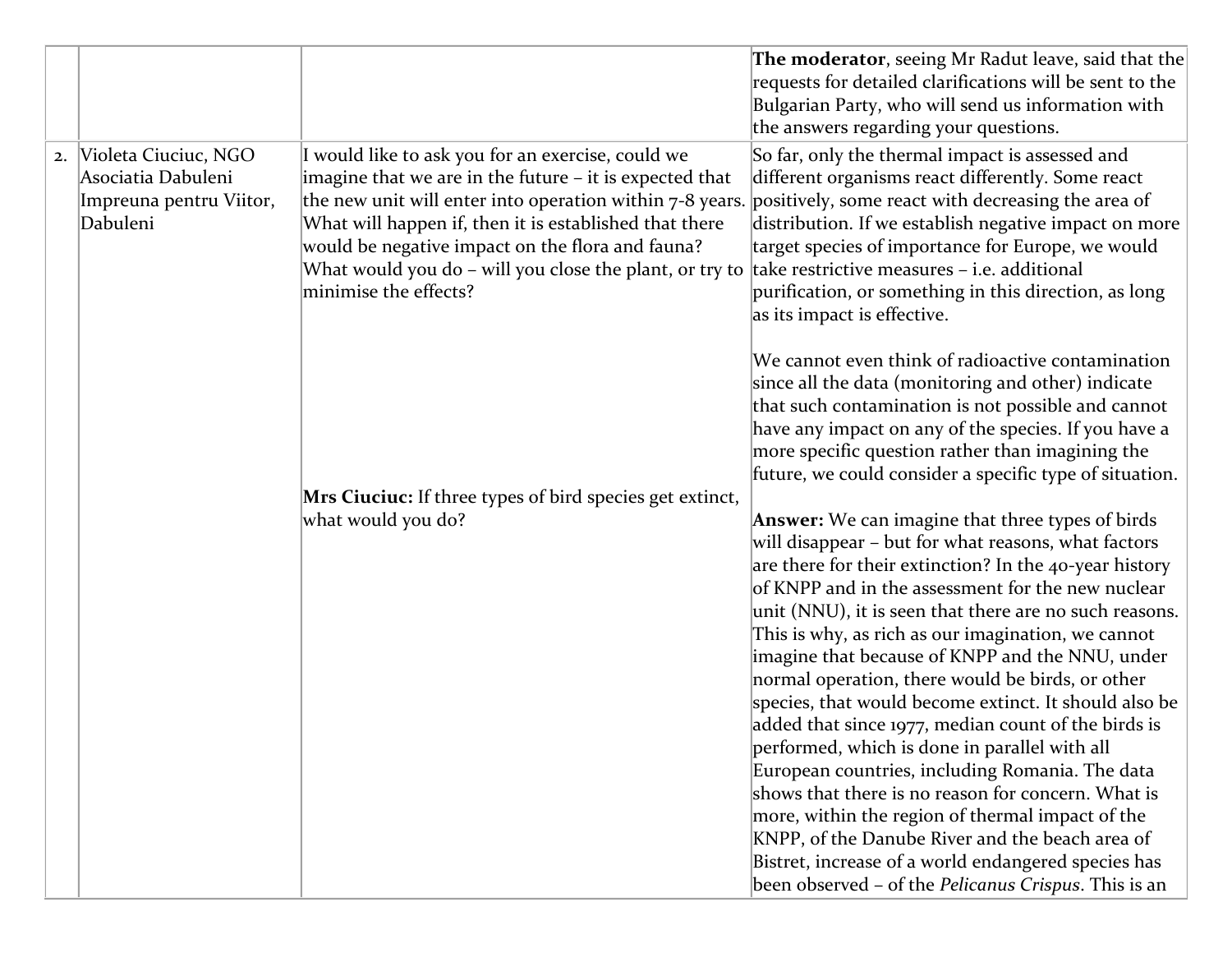| | | | |
|---|---|---|---|
| | | | **The moderator**, seeing Mr Radut leave, said that the requests for detailed clarifications will be sent to the Bulgarian Party, who will send us information with the answers regarding your questions. |
| 2. | Violeta Ciuciuc, NGO Asociatia Dabuleni Impreuna pentru Viitor, Dabuleni | I would like to ask you for an exercise, could we imagine that we are in the future – it is expected that the new unit will enter into operation within 7-8 years. What will happen if, then it is established that there would be negative impact on the flora and fauna? What would you do – will you close the plant, or try to minimise the effects?<br><br>**Mrs Ciuciuc:** If three types of bird species get extinct, what would you do? | So far, only the thermal impact is assessed and different organisms react differently. Some react positively, some react with decreasing the area of distribution. If we establish negative impact on more target species of importance for Europe, we would take restrictive measures – i.e. additional purification, or something in this direction, as long as its impact is effective.<br><br>We cannot even think of radioactive contamination since all the data (monitoring and other) indicate that such contamination is not possible and cannot have any impact on any of the species. If you have a more specific question rather than imagining the future, we could consider a specific type of situation.<br><br>**Answer:** We can imagine that three types of birds will disappear – but for what reasons, what factors are there for their extinction? In the 40-year history of KNPP and in the assessment for the new nuclear unit (NNU), it is seen that there are no such reasons. This is why, as rich as our imagination, we cannot imagine that because of KNPP and the NNU, under normal operation, there would be birds, or other species, that would become extinct. It should also be added that since 1977, median count of the birds is performed, which is done in parallel with all European countries, including Romania. The data shows that there is no reason for concern. What is more, within the region of thermal impact of the KNPP, of the Danube River and the beach area of Bistret, increase of a world endangered species has been observed – of the *Pelicanus Crispus*. This is an |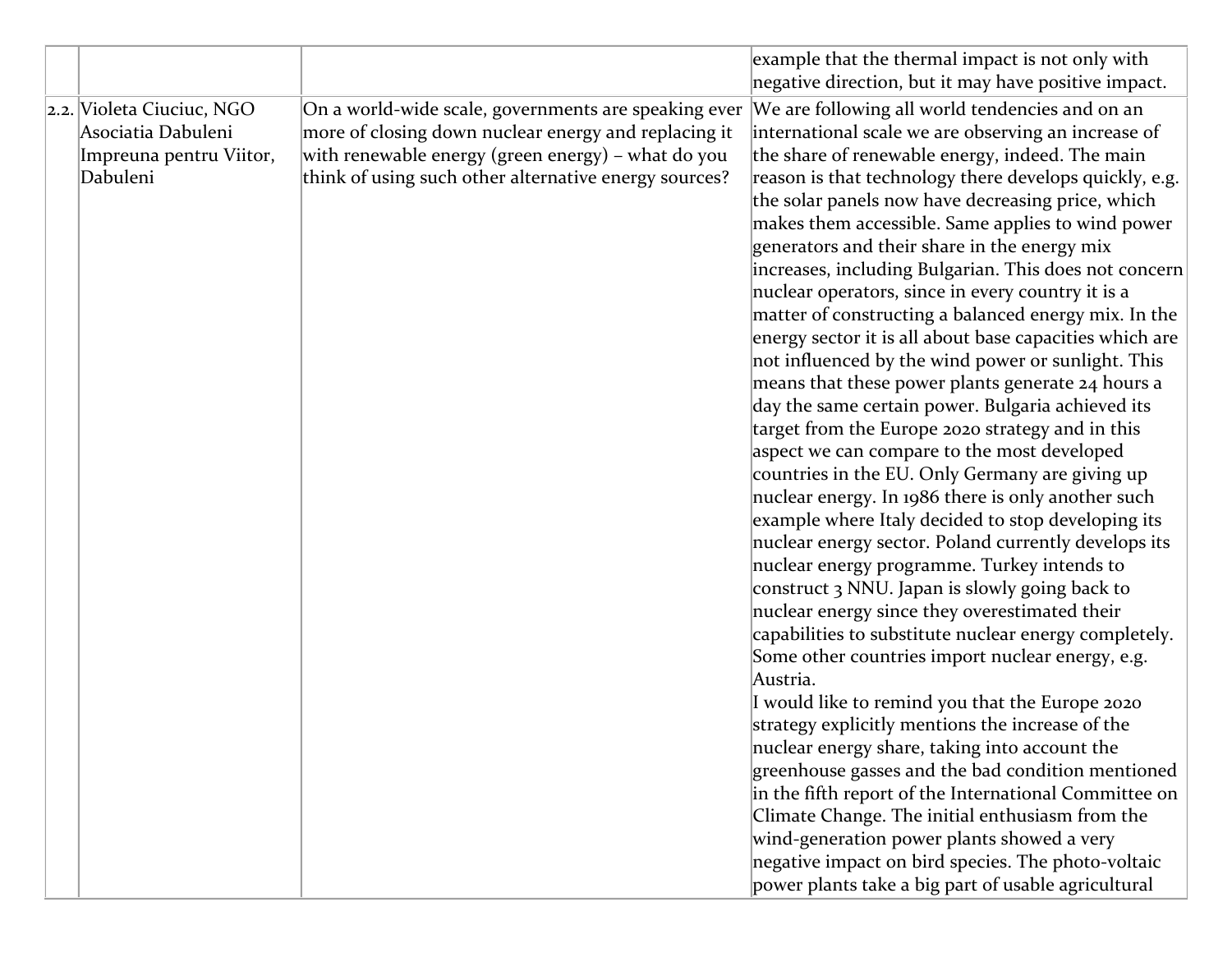| | | | |
|---|---|---|---|
| | | | example that the thermal impact is not only with negative direction, but it may have positive impact. |
| 2.2. | Violeta Ciuciuc, NGO Asociatia Dabuleni Impreuna pentru Viitor, Dabuleni | On a world-wide scale, governments are speaking ever more of closing down nuclear energy and replacing it with renewable energy (green energy) – what do you think of using such other alternative energy sources? | We are following all world tendencies and on an international scale we are observing an increase of the share of renewable energy, indeed. The main reason is that technology there develops quickly, e.g. the solar panels now have decreasing price, which makes them accessible. Same applies to wind power generators and their share in the energy mix increases, including Bulgarian. This does not concern nuclear operators, since in every country it is a matter of constructing a balanced energy mix. In the energy sector it is all about base capacities which are not influenced by the wind power or sunlight. This means that these power plants generate 24 hours a day the same certain power. Bulgaria achieved its target from the Europe 2020 strategy and in this aspect we can compare to the most developed countries in the EU. Only Germany are giving up nuclear energy. In 1986 there is only another such example where Italy decided to stop developing its nuclear energy sector. Poland currently develops its nuclear energy programme. Turkey intends to construct 3 NNU. Japan is slowly going back to nuclear energy since they overestimated their capabilities to substitute nuclear energy completely. Some other countries import nuclear energy, e.g. Austria.<br>I would like to remind you that the Europe 2020 strategy explicitly mentions the increase of the nuclear energy share, taking into account the greenhouse gasses and the bad condition mentioned in the fifth report of the International Committee on Climate Change. The initial enthusiasm from the wind-generation power plants showed a very negative impact on bird species. The photo-voltaic power plants take a big part of usable agricultural |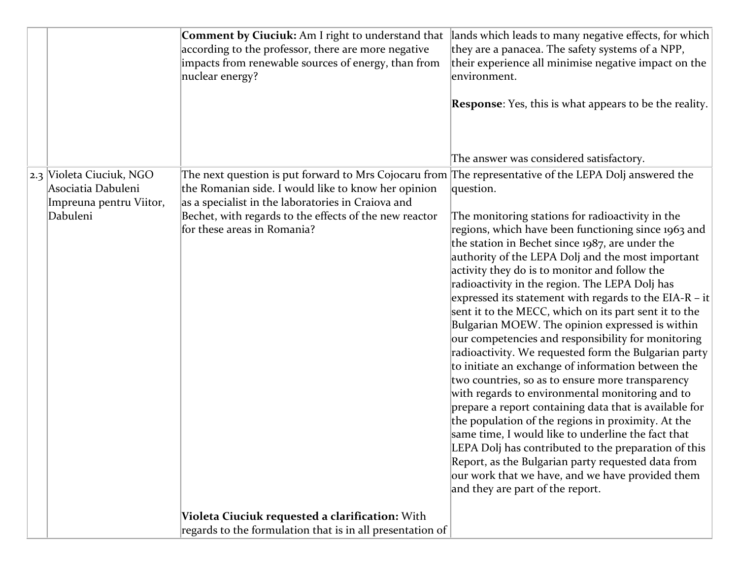|  |  |  |  |
|---|---|---|---|
|  |  | **Comment by Ciuciuk:** Am I right to understand that according to the professor, there are more negative impacts from renewable sources of energy, than from nuclear energy? | lands which leads to many negative effects, for which they are a panacea. The safety systems of a NPP, their experience all minimise negative impact on the environment.<br><br>**Response**: Yes, this is what appears to be the reality.<br><br>The answer was considered satisfactory. |
| 2.3 | Violeta Ciuciuk, NGO Asociatia Dabuleni Impreuna pentru Viitor, Dabuleni | The next question is put forward to Mrs Cojocaru from the Romanian side. I would like to know her opinion as a specialist in the laboratories in Craiova and Bechet, with regards to the effects of the new reactor for these areas in Romania?<br><br>**Violeta Ciuciuk requested a clarification:** With regards to the formulation that is in all presentation of | The representative of the LEPA Dolj answered the question.<br><br>The monitoring stations for radioactivity in the regions, which have been functioning since 1963 and the station in Bechet since 1987, are under the authority of the LEPA Dolj and the most important activity they do is to monitor and follow the radioactivity in the region. The LEPA Dolj has expressed its statement with regards to the EIA-R – it sent it to the MECC, which on its part sent it to the Bulgarian MOEW. The opinion expressed is within our competencies and responsibility for monitoring radioactivity. We requested form the Bulgarian party to initiate an exchange of information between the two countries, so as to ensure more transparency with regards to environmental monitoring and to prepare a report containing data that is available for the population of the regions in proximity. At the same time, I would like to underline the fact that LEPA Dolj has contributed to the preparation of this Report, as the Bulgarian party requested data from our work that we have, and we have provided them and they are part of the report. |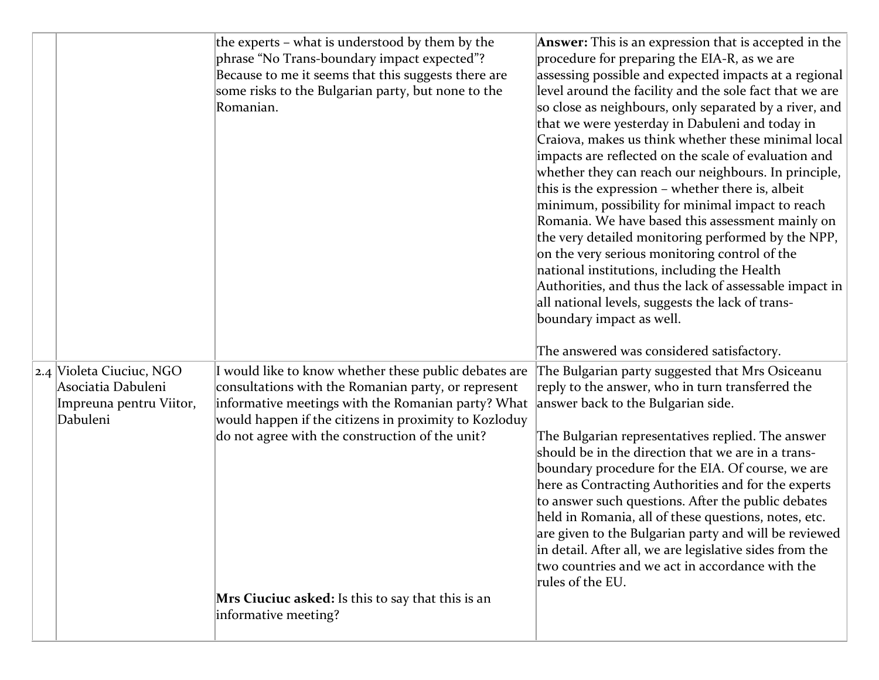| | | | |
|---|---|---|---|
| | | the experts – what is understood by them by the phrase "No Trans-boundary impact expected"? Because to me it seems that this suggests there are some risks to the Bulgarian party, but none to the Romanian. | **Answer:** This is an expression that is accepted in the procedure for preparing the EIA-R, as we are assessing possible and expected impacts at a regional level around the facility and the sole fact that we are so close as neighbours, only separated by a river, and that we were yesterday in Dabuleni and today in Craiova, makes us think whether these minimal local impacts are reflected on the scale of evaluation and whether they can reach our neighbours. In principle, this is the expression – whether there is, albeit minimum, possibility for minimal impact to reach Romania. We have based this assessment mainly on the very detailed monitoring performed by the NPP, on the very serious monitoring control of the national institutions, including the Health Authorities, and thus the lack of assessable impact in all national levels, suggests the lack of trans-boundary impact as well.<br><br>The answered was considered satisfactory. |
| 2.4 | Violeta Ciuciuc, NGO Asociatia Dabuleni Impreuna pentru Viitor, Dabuleni | I would like to know whether these public debates are consultations with the Romanian party, or represent informative meetings with the Romanian party? What would happen if the citizens in proximity to Kozloduy do not agree with the construction of the unit?<br><br>**Mrs Ciuciuc asked:** Is this to say that this is an informative meeting? | The Bulgarian party suggested that Mrs Osiceanu reply to the answer, who in turn transferred the answer back to the Bulgarian side.<br><br>The Bulgarian representatives replied. The answer should be in the direction that we are in a trans-boundary procedure for the EIA. Of course, we are here as Contracting Authorities and for the experts to answer such questions. After the public debates held in Romania, all of these questions, notes, etc. are given to the Bulgarian party and will be reviewed in detail. After all, we are legislative sides from the two countries and we act in accordance with the rules of the EU. |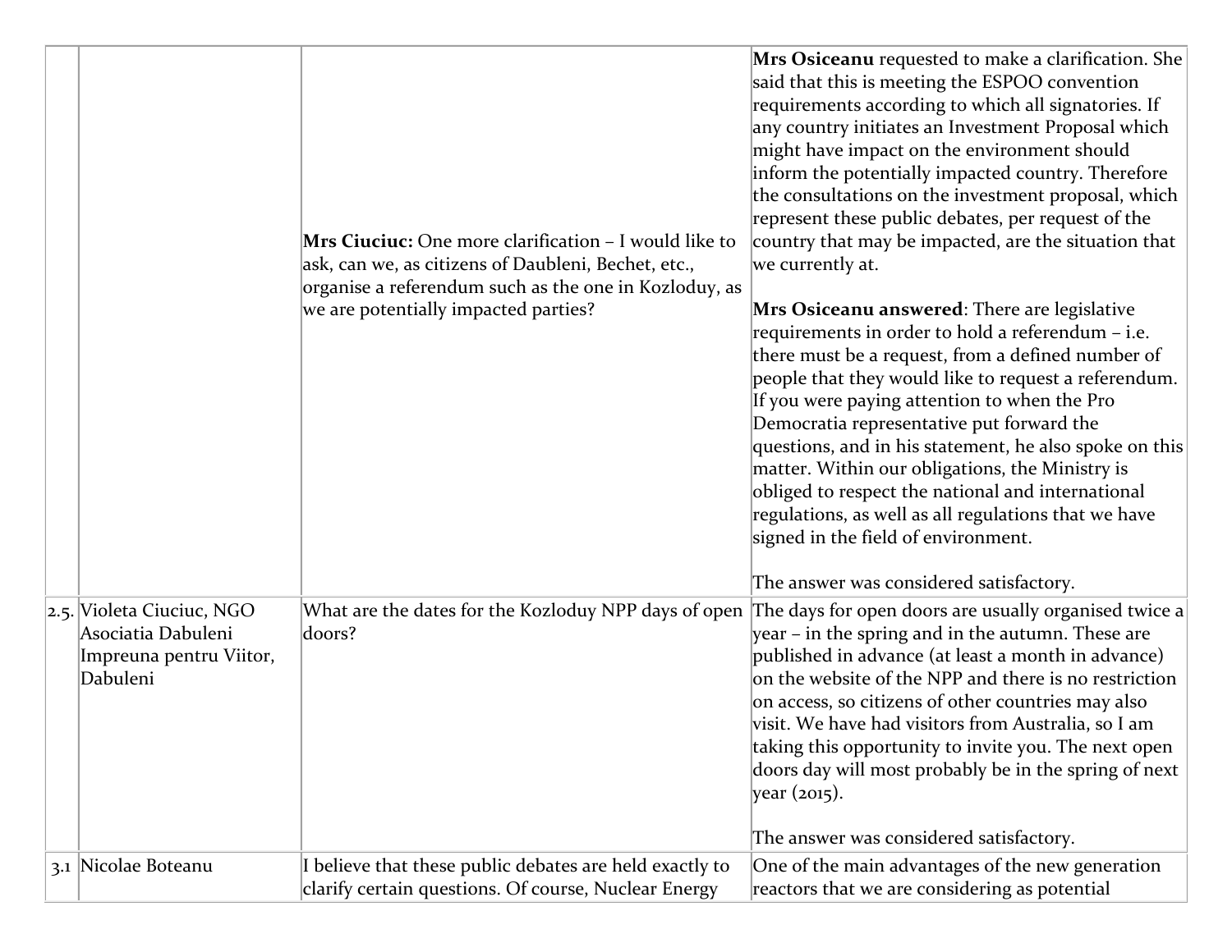| | | | |
|---|---|---|---|
| | | **Mrs Ciuciuc:** One more clarification – I would like to ask, can we, as citizens of Daubleni, Bechet, etc., organise a referendum such as the one in Kozloduy, as we are potentially impacted parties? | **Mrs Osiceanu** requested to make a clarification. She said that this is meeting the ESPOO convention requirements according to which all signatories. If any country initiates an Investment Proposal which might have impact on the environment should inform the potentially impacted country. Therefore the consultations on the investment proposal, which represent these public debates, per request of the country that may be impacted, are the situation that we currently at.<br><br>**Mrs Osiceanu answered**: There are legislative requirements in order to hold a referendum – i.e. there must be a request, from a defined number of people that they would like to request a referendum. If you were paying attention to when the Pro Democratia representative put forward the questions, and in his statement, he also spoke on this matter. Within our obligations, the Ministry is obliged to respect the national and international regulations, as well as all regulations that we have signed in the field of environment.<br><br>The answer was considered satisfactory. |
| 2.5. | Violeta Ciuciuc, NGO Asociatia Dabuleni Impreuna pentru Viitor, Dabuleni | What are the dates for the Kozloduy NPP days of open doors? | The days for open doors are usually organised twice a year – in the spring and in the autumn. These are published in advance (at least a month in advance) on the website of the NPP and there is no restriction on access, so citizens of other countries may also visit. We have had visitors from Australia, so I am taking this opportunity to invite you. The next open doors day will most probably be in the spring of next year (2015).<br><br>The answer was considered satisfactory. |
| 3.1 | Nicolae Boteanu | I believe that these public debates are held exactly to clarify certain questions. Of course, Nuclear Energy | One of the main advantages of the new generation reactors that we are considering as potential |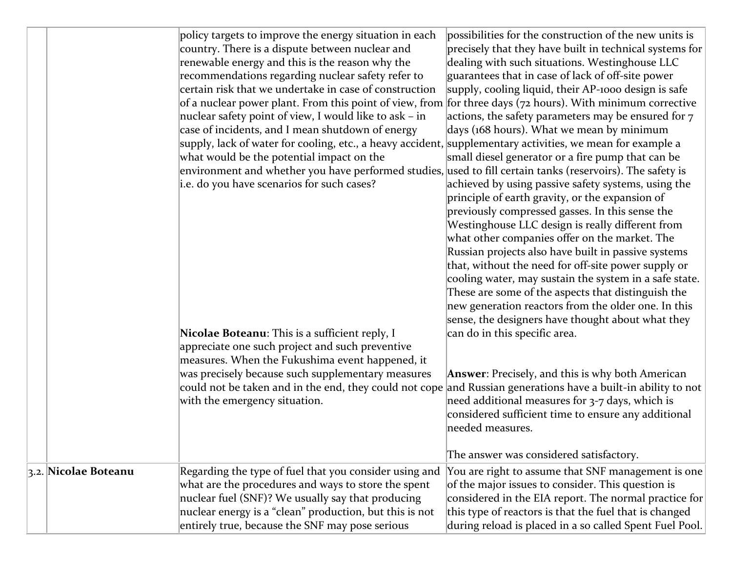| | | | |
|---|---|---|---|
| | | policy targets to improve the energy situation in each country. There is a dispute between nuclear and renewable energy and this is the reason why the recommendations regarding nuclear safety refer to certain risk that we undertake in case of construction of a nuclear power plant. From this point of view, from nuclear safety point of view, I would like to ask – in case of incidents, and I mean shutdown of energy supply, lack of water for cooling, etc., a heavy accident, what would be the potential impact on the environment and whether you have performed studies, i.e. do you have scenarios for such cases?<br><br>**Nicolae Boteanu**: This is a sufficient reply, I appreciate one such project and such preventive measures. When the Fukushima event happened, it was precisely because such supplementary measures could not be taken and in the end, they could not cope with the emergency situation. | possibilities for the construction of the new units is precisely that they have built in technical systems for dealing with such situations. Westinghouse LLC guarantees that in case of lack of off-site power supply, cooling liquid, their AP-1000 design is safe for three days (72 hours). With minimum corrective actions, the safety parameters may be ensured for 7 days (168 hours). What we mean by minimum supplementary activities, we mean for example a small diesel generator or a fire pump that can be used to fill certain tanks (reservoirs). The safety is achieved by using passive safety systems, using the principle of earth gravity, or the expansion of previously compressed gasses. In this sense the Westinghouse LLC design is really different from what other companies offer on the market. The Russian projects also have built in passive systems that, without the need for off-site power supply or cooling water, may sustain the system in a safe state. These are some of the aspects that distinguish the new generation reactors from the older one. In this sense, the designers have thought about what they can do in this specific area.<br><br>**Answer**: Precisely, and this is why both American and Russian generations have a built-in ability to not need additional measures for 3-7 days, which is considered sufficient time to ensure any additional needed measures.<br><br>The answer was considered satisfactory. |
| 3.2. | **Nicolae Boteanu** | Regarding the type of fuel that you consider using and what are the procedures and ways to store the spent nuclear fuel (SNF)? We usually say that producing nuclear energy is a "clean" production, but this is not entirely true, because the SNF may pose serious | You are right to assume that SNF management is one of the major issues to consider. This question is considered in the EIA report. The normal practice for this type of reactors is that the fuel that is changed during reload is placed in a so called Spent Fuel Pool. |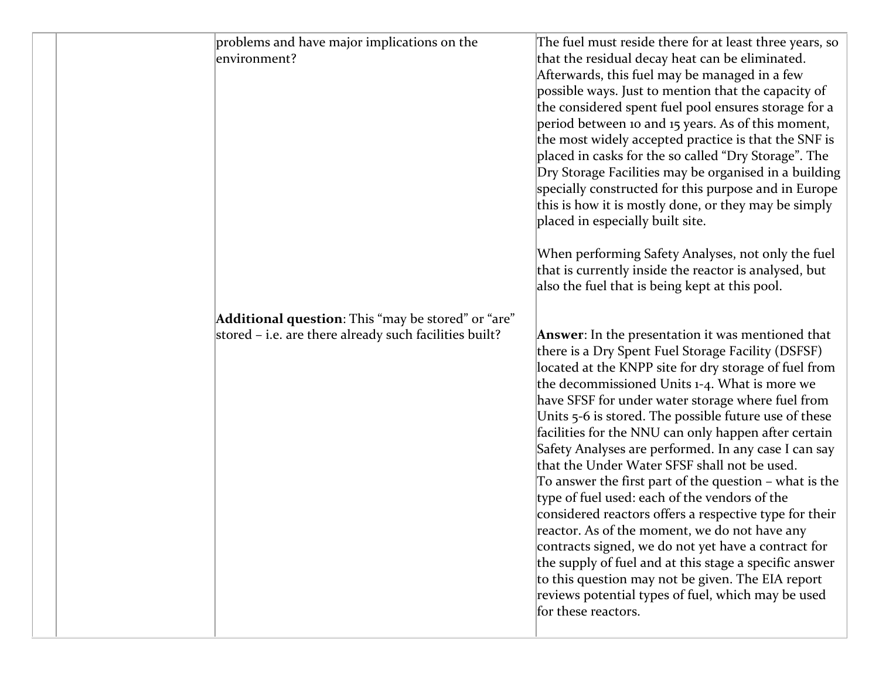| | | | |
|---|---|---|---|
| | | problems and have major implications on the environment?<br><br>**Additional question**: This "may be stored" or "are" stored – i.e. are there already such facilities built? | The fuel must reside there for at least three years, so that the residual decay heat can be eliminated. Afterwards, this fuel may be managed in a few possible ways. Just to mention that the capacity of the considered spent fuel pool ensures storage for a period between 10 and 15 years. As of this moment, the most widely accepted practice is that the SNF is placed in casks for the so called "Dry Storage". The Dry Storage Facilities may be organised in a building specially constructed for this purpose and in Europe this is how it is mostly done, or they may be simply placed in especially built site.<br><br>When performing Safety Analyses, not only the fuel that is currently inside the reactor is analysed, but also the fuel that is being kept at this pool.<br><br>**Answer**: In the presentation it was mentioned that there is a Dry Spent Fuel Storage Facility (DSFSF) located at the KNPP site for dry storage of fuel from the decommissioned Units 1-4. What is more we have SFSF for under water storage where fuel from Units 5-6 is stored. The possible future use of these facilities for the NNU can only happen after certain Safety Analyses are performed. In any case I can say that the Under Water SFSF shall not be used.<br>To answer the first part of the question – what is the type of fuel used: each of the vendors of the considered reactors offers a respective type for their reactor. As of the moment, we do not have any contracts signed, we do not yet have a contract for the supply of fuel and at this stage a specific answer to this question may not be given. The EIA report reviews potential types of fuel, which may be used for these reactors. |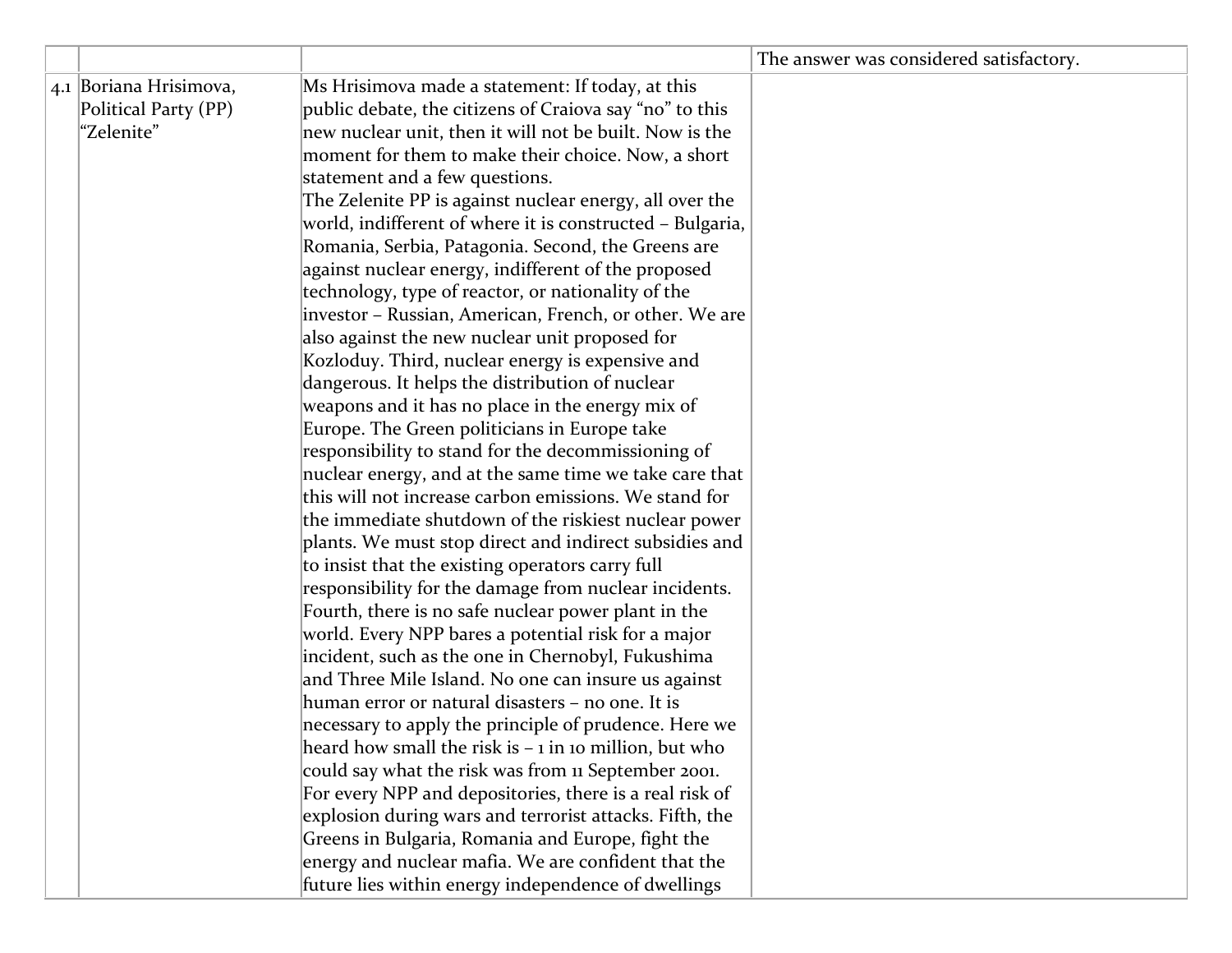|  |  |  |  |
|---|---|---|---|
|  |  |  | The answer was considered satisfactory. |
| 4.1 | Boriana Hrisimova, Political Party (PP) "Zelenite" | Ms Hrisimova made a statement: If today, at this public debate, the citizens of Craiova say "no" to this new nuclear unit, then it will not be built. Now is the moment for them to make their choice. Now, a short statement and a few questions.<br>The Zelenite PP is against nuclear energy, all over the world, indifferent of where it is constructed – Bulgaria, Romania, Serbia, Patagonia. Second, the Greens are against nuclear energy, indifferent of the proposed technology, type of reactor, or nationality of the investor – Russian, American, French, or other. We are also against the new nuclear unit proposed for Kozloduy. Third, nuclear energy is expensive and dangerous. It helps the distribution of nuclear weapons and it has no place in the energy mix of Europe. The Green politicians in Europe take responsibility to stand for the decommissioning of nuclear energy, and at the same time we take care that this will not increase carbon emissions. We stand for the immediate shutdown of the riskiest nuclear power plants. We must stop direct and indirect subsidies and to insist that the existing operators carry full responsibility for the damage from nuclear incidents. Fourth, there is no safe nuclear power plant in the world. Every NPP bares a potential risk for a major incident, such as the one in Chernobyl, Fukushima and Three Mile Island. No one can insure us against human error or natural disasters – no one. It is necessary to apply the principle of prudence. Here we heard how small the risk is – 1 in 10 million, but who could say what the risk was from 11 September 2001. For every NPP and depositories, there is a real risk of explosion during wars and terrorist attacks. Fifth, the Greens in Bulgaria, Romania and Europe, fight the energy and nuclear mafia. We are confident that the future lies within energy independence of dwellings |  |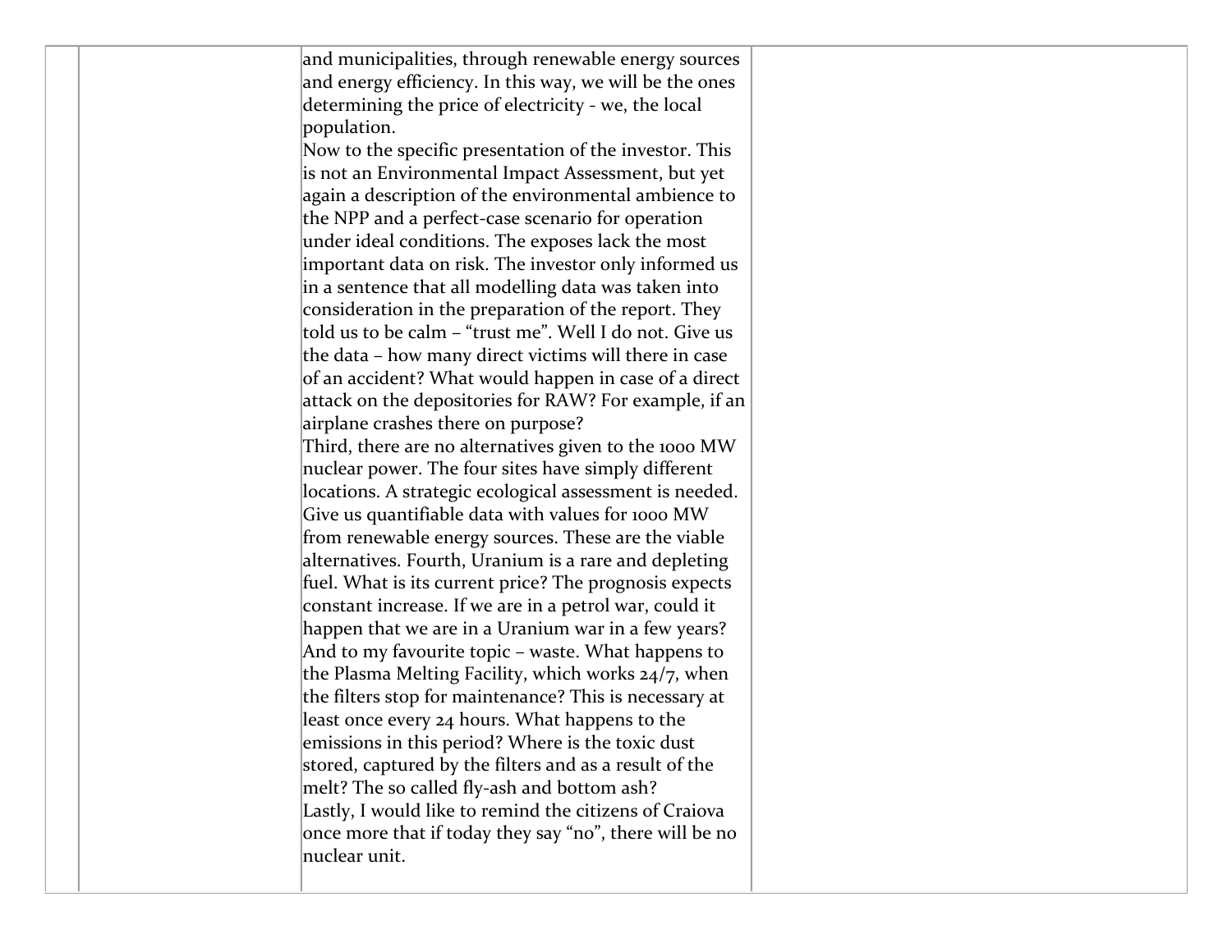| | | | |
|---|---|---|---|
| | | and municipalities, through renewable energy sources and energy efficiency. In this way, we will be the ones determining the price of electricity - we, the local population.<br>Now to the specific presentation of the investor. This is not an Environmental Impact Assessment, but yet again a description of the environmental ambience to the NPP and a perfect-case scenario for operation under ideal conditions. The exposes lack the most important data on risk. The investor only informed us in a sentence that all modelling data was taken into consideration in the preparation of the report. They told us to be calm – "trust me". Well I do not. Give us the data – how many direct victims will there in case of an accident? What would happen in case of a direct attack on the depositories for RAW? For example, if an airplane crashes there on purpose?<br>Third, there are no alternatives given to the 1000 MW nuclear power. The four sites have simply different locations. A strategic ecological assessment is needed. Give us quantifiable data with values for 1000 MW from renewable energy sources. These are the viable alternatives. Fourth, Uranium is a rare and depleting fuel. What is its current price? The prognosis expects constant increase. If we are in a petrol war, could it happen that we are in a Uranium war in a few years? And to my favourite topic – waste. What happens to the Plasma Melting Facility, which works 24/7, when the filters stop for maintenance? This is necessary at least once every 24 hours. What happens to the emissions in this period? Where is the toxic dust stored, captured by the filters and as a result of the melt? The so called fly-ash and bottom ash?<br>Lastly, I would like to remind the citizens of Craiova once more that if today they say "no", there will be no nuclear unit. | |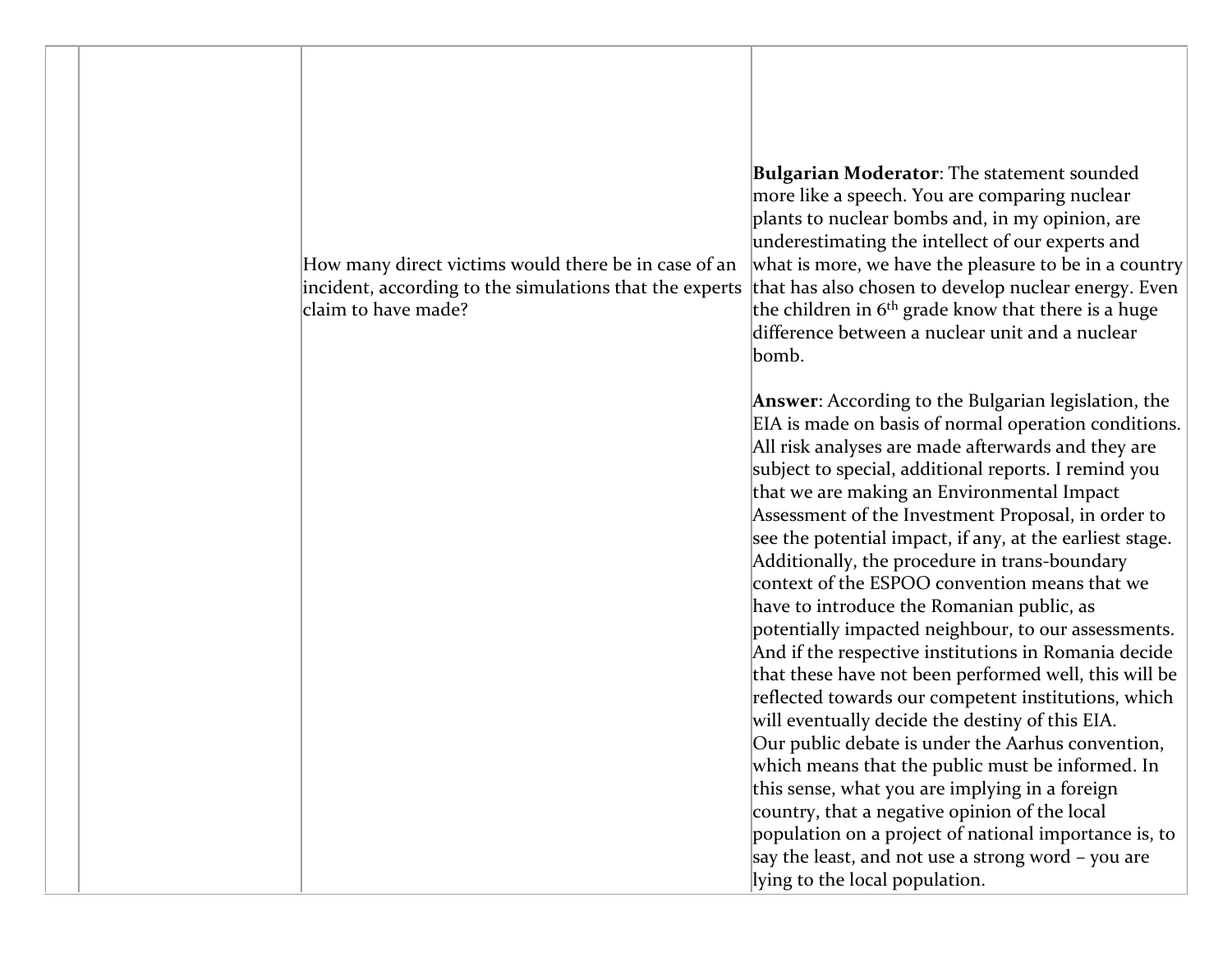|  |  |  |  |
|---|---|---|---|
|  |  | How many direct victims would there be in case of an incident, according to the simulations that the experts claim to have made? | **Bulgarian Moderator**: The statement sounded more like a speech. You are comparing nuclear plants to nuclear bombs and, in my opinion, are underestimating the intellect of our experts and what is more, we have the pleasure to be in a country that has also chosen to develop nuclear energy. Even the children in 6th grade know that there is a huge difference between a nuclear unit and a nuclear bomb.<br><br>**Answer**: According to the Bulgarian legislation, the EIA is made on basis of normal operation conditions. All risk analyses are made afterwards and they are subject to special, additional reports. I remind you that we are making an Environmental Impact Assessment of the Investment Proposal, in order to see the potential impact, if any, at the earliest stage. Additionally, the procedure in trans-boundary context of the ESPOO convention means that we have to introduce the Romanian public, as potentially impacted neighbour, to our assessments. And if the respective institutions in Romania decide that these have not been performed well, this will be reflected towards our competent institutions, which will eventually decide the destiny of this EIA.<br>Our public debate is under the Aarhus convention, which means that the public must be informed. In this sense, what you are implying in a foreign country, that a negative opinion of the local population on a project of national importance is, to say the least, and not use a strong word – you are lying to the local population. |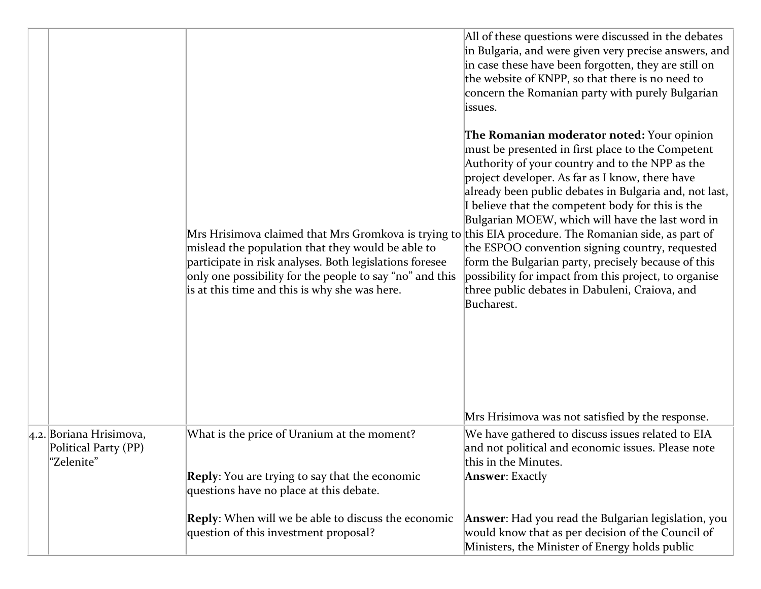| | | | |
|---|---|---|---|
| | | Mrs Hrisimova claimed that Mrs Gromkova is trying to mislead the population that they would be able to participate in risk analyses. Both legislations foresee only one possibility for the people to say "no" and this is at this time and this is why she was here. | All of these questions were discussed in the debates in Bulgaria, and were given very precise answers, and in case these have been forgotten, they are still on the website of KNPP, so that there is no need to concern the Romanian party with purely Bulgarian issues.<br><br>**The Romanian moderator noted:** Your opinion must be presented in first place to the Competent Authority of your country and to the NPP as the project developer. As far as I know, there have already been public debates in Bulgaria and, not last, I believe that the competent body for this is the Bulgarian MOEW, which will have the last word in this EIA procedure. The Romanian side, as part of the ESPOO convention signing country, requested form the Bulgarian party, precisely because of this possibility for impact from this project, to organise three public debates in Dabuleni, Craiova, and Bucharest.<br><br>Mrs Hrisimova was not satisfied by the response. |
| 4.2. | Boriana Hrisimova, Political Party (PP) "Zelenite" | What is the price of Uranium at the moment?<br><br>**Reply**: You are trying to say that the economic questions have no place at this debate.<br><br>**Reply**: When will we be able to discuss the economic question of this investment proposal? | We have gathered to discuss issues related to EIA and not political and economic issues. Please note this in the Minutes.<br>**Answer**: Exactly<br><br>**Answer**: Had you read the Bulgarian legislation, you would know that as per decision of the Council of Ministers, the Minister of Energy holds public |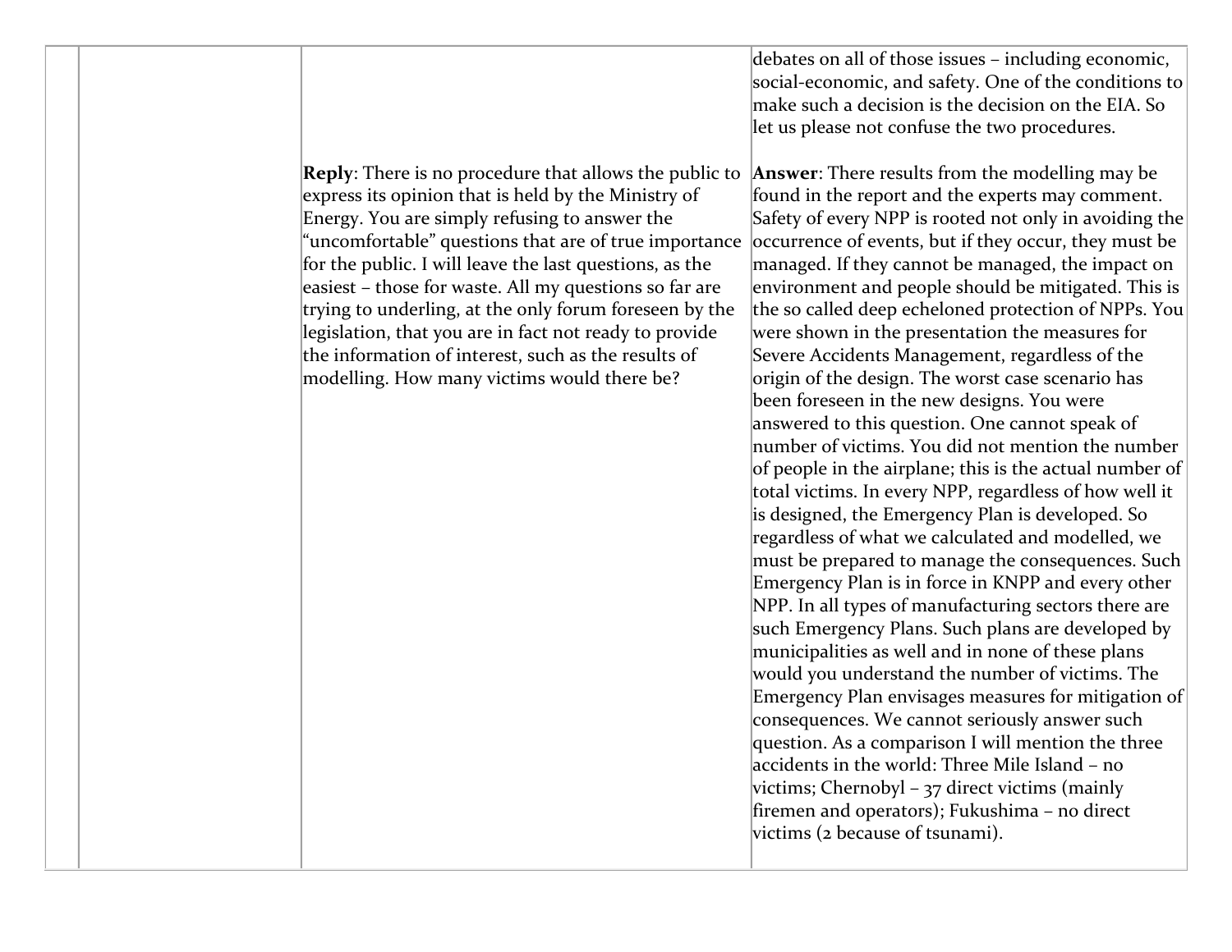| | | | |
|---|---|---|---|
| | | | debates on all of those issues – including economic, social-economic, and safety. One of the conditions to make such a decision is the decision on the EIA. So let us please not confuse the two procedures. |
| | | **Reply**: There is no procedure that allows the public to express its opinion that is held by the Ministry of Energy. You are simply refusing to answer the "uncomfortable" questions that are of true importance for the public. I will leave the last questions, as the easiest – those for waste. All my questions so far are trying to underling, at the only forum foreseen by the legislation, that you are in fact not ready to provide the information of interest, such as the results of modelling. How many victims would there be? | **Answer**: There results from the modelling may be found in the report and the experts may comment. Safety of every NPP is rooted not only in avoiding the occurrence of events, but if they occur, they must be managed. If they cannot be managed, the impact on environment and people should be mitigated. This is the so called deep echeloned protection of NPPs. You were shown in the presentation the measures for Severe Accidents Management, regardless of the origin of the design. The worst case scenario has been foreseen in the new designs. You were answered to this question. One cannot speak of number of victims. You did not mention the number of people in the airplane; this is the actual number of total victims. In every NPP, regardless of how well it is designed, the Emergency Plan is developed. So regardless of what we calculated and modelled, we must be prepared to manage the consequences. Such Emergency Plan is in force in KNPP and every other NPP. In all types of manufacturing sectors there are such Emergency Plans. Such plans are developed by municipalities as well and in none of these plans would you understand the number of victims. The Emergency Plan envisages measures for mitigation of consequences. We cannot seriously answer such question. As a comparison I will mention the three accidents in the world: Three Mile Island – no victims; Chernobyl – 37 direct victims (mainly firemen and operators); Fukushima – no direct victims (2 because of tsunami). |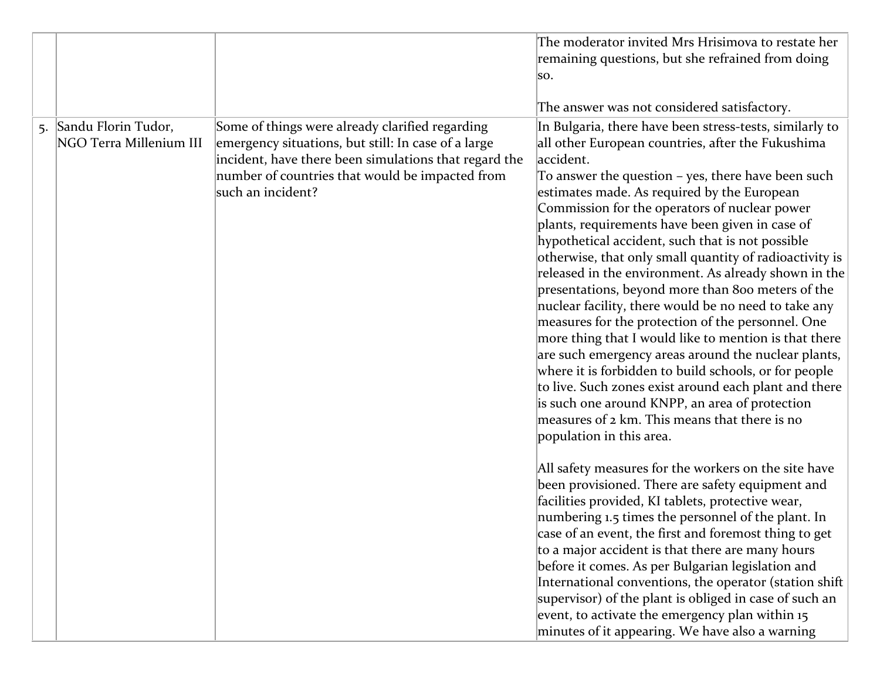|  |  |  |  |
|---|---|---|---|
|  |  |  | The moderator invited Mrs Hrisimova to restate her remaining questions, but she refrained from doing so.<br><br>The answer was not considered satisfactory. |
| 5. | Sandu Florin Tudor, NGO Terra Millenium III | Some of things were already clarified regarding emergency situations, but still: In case of a large incident, have there been simulations that regard the number of countries that would be impacted from such an incident? | In Bulgaria, there have been stress-tests, similarly to all other European countries, after the Fukushima accident.<br>To answer the question – yes, there have been such estimates made. As required by the European Commission for the operators of nuclear power plants, requirements have been given in case of hypothetical accident, such that is not possible otherwise, that only small quantity of radioactivity is released in the environment. As already shown in the presentations, beyond more than 800 meters of the nuclear facility, there would be no need to take any measures for the protection of the personnel. One more thing that I would like to mention is that there are such emergency areas around the nuclear plants, where it is forbidden to build schools, or for people to live. Such zones exist around each plant and there is such one around KNPP, an area of protection measures of 2 km. This means that there is no population in this area.<br><br>All safety measures for the workers on the site have been provisioned. There are safety equipment and facilities provided, KI tablets, protective wear, numbering 1.5 times the personnel of the plant. In case of an event, the first and foremost thing to get to a major accident is that there are many hours before it comes. As per Bulgarian legislation and International conventions, the operator (station shift supervisor) of the plant is obliged in case of such an event, to activate the emergency plan within 15 minutes of it appearing. We have also a warning |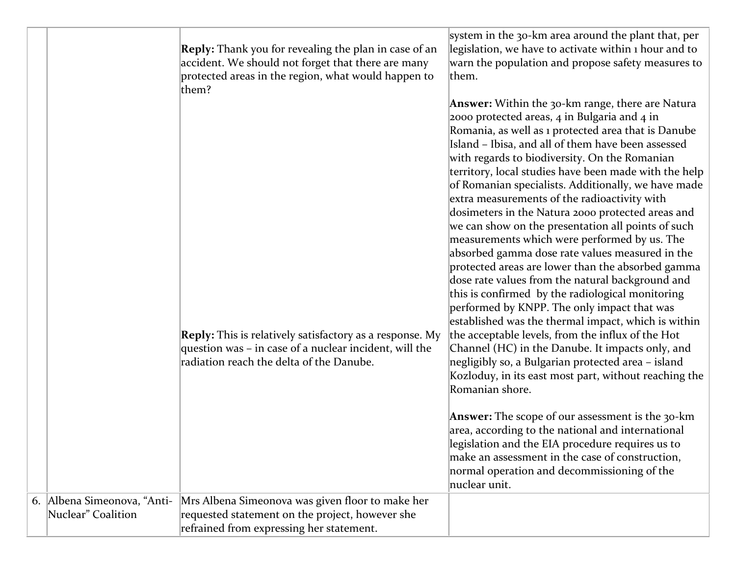| | | | |
|---|---|---|---|
| | | **Reply:** Thank you for revealing the plan in case of an accident. We should not forget that there are many protected areas in the region, what would happen to them?<br><br>**Reply:** This is relatively satisfactory as a response. My question was – in case of a nuclear incident, will the radiation reach the delta of the Danube. | system in the 30-km area around the plant that, per legislation, we have to activate within 1 hour and to warn the population and propose safety measures to them.<br><br>**Answer:** Within the 30-km range, there are Natura 2000 protected areas, 4 in Bulgaria and 4 in Romania, as well as 1 protected area that is Danube Island – Ibisa, and all of them have been assessed with regards to biodiversity. On the Romanian territory, local studies have been made with the help of Romanian specialists. Additionally, we have made extra measurements of the radioactivity with dosimeters in the Natura 2000 protected areas and we can show on the presentation all points of such measurements which were performed by us. The absorbed gamma dose rate values measured in the protected areas are lower than the absorbed gamma dose rate values from the natural background and this is confirmed by the radiological monitoring performed by KNPP. The only impact that was established was the thermal impact, which is within the acceptable levels, from the influx of the Hot Channel (HC) in the Danube. It impacts only, and negligibly so, a Bulgarian protected area – island Kozloduy, in its east most part, without reaching the Romanian shore.<br><br>**Answer:** The scope of our assessment is the 30-km area, according to the national and international legislation and the EIA procedure requires us to make an assessment in the case of construction, normal operation and decommissioning of the nuclear unit. |
| 6. | Albena Simeonova, "Anti-Nuclear" Coalition | Mrs Albena Simeonova was given floor to make her requested statement on the project, however she refrained from expressing her statement. | |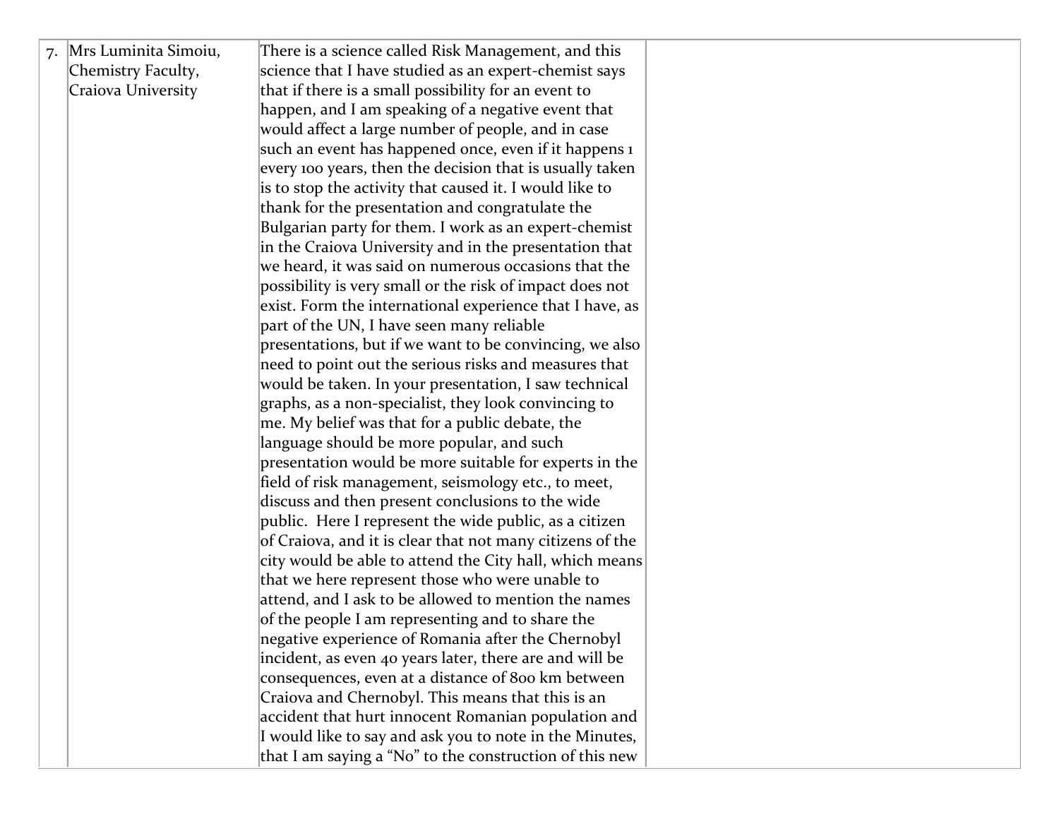| 7. | Mrs Luminita Simoiu, Chemistry Faculty, Craiova University | There is a science called Risk Management, and this science that I have studied as an expert-chemist says that if there is a small possibility for an event to happen, and I am speaking of a negative event that would affect a large number of people, and in case such an event has happened once, even if it happens 1 every 100 years, then the decision that is usually taken is to stop the activity that caused it. I would like to thank for the presentation and congratulate the Bulgarian party for them. I work as an expert-chemist in the Craiova University and in the presentation that we heard, it was said on numerous occasions that the possibility is very small or the risk of impact does not exist. Form the international experience that I have, as part of the UN, I have seen many reliable presentations, but if we want to be convincing, we also need to point out the serious risks and measures that would be taken. In your presentation, I saw technical graphs, as a non-specialist, they look convincing to me. My belief was that for a public debate, the language should be more popular, and such presentation would be more suitable for experts in the field of risk management, seismology etc., to meet, discuss and then present conclusions to the wide public. Here I represent the wide public, as a citizen of Craiova, and it is clear that not many citizens of the city would be able to attend the City hall, which means that we here represent those who were unable to attend, and I ask to be allowed to mention the names of the people I am representing and to share the negative experience of Romania after the Chernobyl incident, as even 40 years later, there are and will be consequences, even at a distance of 800 km between Craiova and Chernobyl. This means that this is an accident that hurt innocent Romanian population and I would like to say and ask you to note in the Minutes, that I am saying a "No" to the construction of this new | |
|---|---|---|---|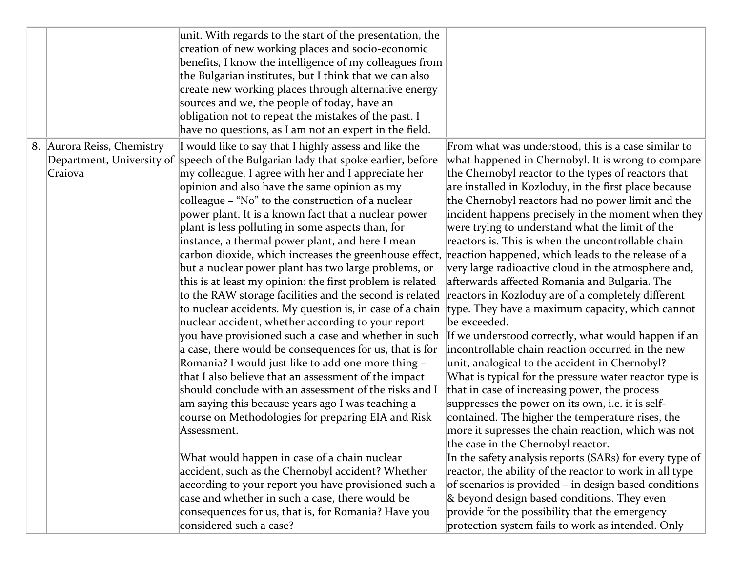| | | | |
|---|---|---|---|
| | | unit. With regards to the start of the presentation, the creation of new working places and socio-economic benefits, I know the intelligence of my colleagues from the Bulgarian institutes, but I think that we can also create new working places through alternative energy sources and we, the people of today, have an obligation not to repeat the mistakes of the past. I have no questions, as I am not an expert in the field. | |
| 8. | Aurora Reiss, Chemistry Department, University of Craiova | I would like to say that I highly assess and like the speech of the Bulgarian lady that spoke earlier, before my colleague. I agree with her and I appreciate her opinion and also have the same opinion as my colleague – "No" to the construction of a nuclear power plant. It is a known fact that a nuclear power plant is less polluting in some aspects than, for instance, a thermal power plant, and here I mean carbon dioxide, which increases the greenhouse effect, but a nuclear power plant has two large problems, or this is at least my opinion: the first problem is related to the RAW storage facilities and the second is related to nuclear accidents. My question is, in case of a chain nuclear accident, whether according to your report you have provisioned such a case and whether in such a case, there would be consequences for us, that is for Romania? I would just like to add one more thing – that I also believe that an assessment of the impact should conclude with an assessment of the risks and I am saying this because years ago I was teaching a course on Methodologies for preparing EIA and Risk Assessment.<br><br>What would happen in case of a chain nuclear accident, such as the Chernobyl accident? Whether according to your report you have provisioned such a case and whether in such a case, there would be consequences for us, that is, for Romania? Have you considered such a case? | From what was understood, this is a case similar to what happened in Chernobyl. It is wrong to compare the Chernobyl reactor to the types of reactors that are installed in Kozloduy, in the first place because the Chernobyl reactors had no power limit and the incident happens precisely in the moment when they were trying to understand what the limit of the reactors is. This is when the uncontrollable chain reaction happened, which leads to the release of a very large radioactive cloud in the atmosphere and, afterwards affected Romania and Bulgaria. The reactors in Kozloduy are of a completely different type. They have a maximum capacity, which cannot be exceeded.<br>If we understood correctly, what would happen if an incontrollable chain reaction occurred in the new unit, analogical to the accident in Chernobyl?<br>What is typical for the pressure water reactor type is that in case of increasing power, the process suppresses the power on its own, i.e. it is self-contained. The higher the temperature rises, the more it supresses the chain reaction, which was not the case in the Chernobyl reactor.<br>In the safety analysis reports (SARs) for every type of reactor, the ability of the reactor to work in all type of scenarios is provided – in design based conditions & beyond design based conditions. They even provide for the possibility that the emergency protection system fails to work as intended. Only |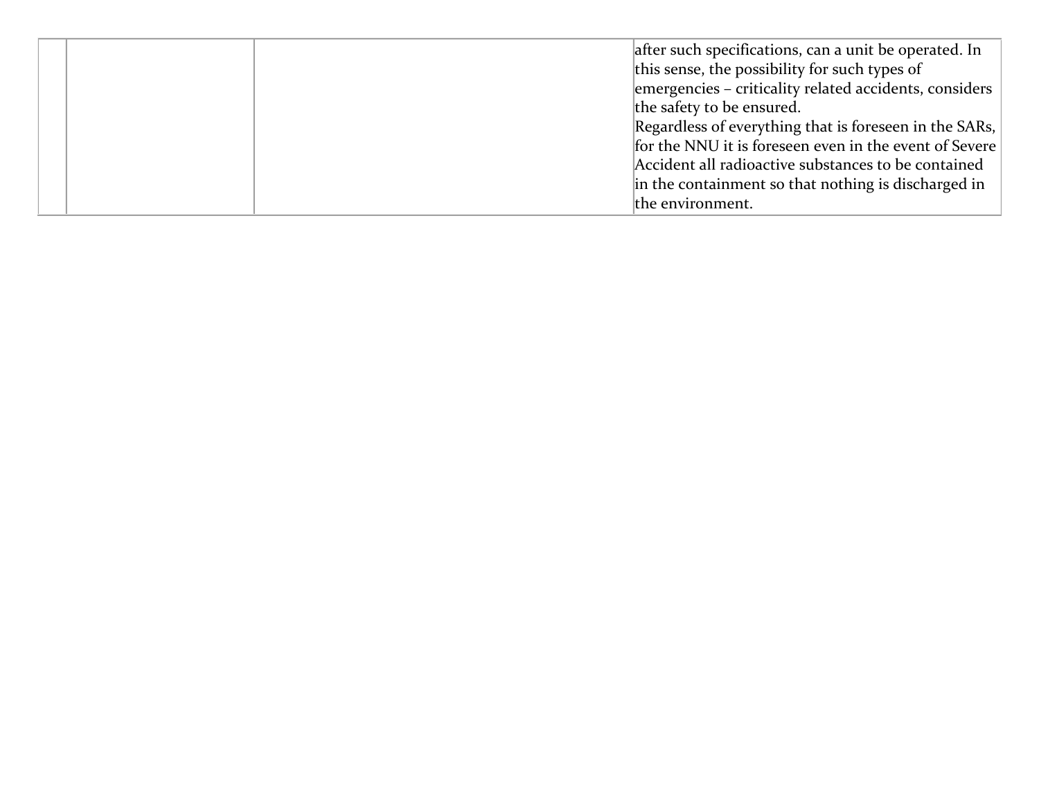| | | | |
|---|---|---|---|
| | | | after such specifications, can a unit be operated. In this sense, the possibility for such types of emergencies – criticality related accidents, considers the safety to be ensured.<br>Regardless of everything that is foreseen in the SARs, for the NNU it is foreseen even in the event of Severe Accident all radioactive substances to be contained in the containment so that nothing is discharged in the environment. |